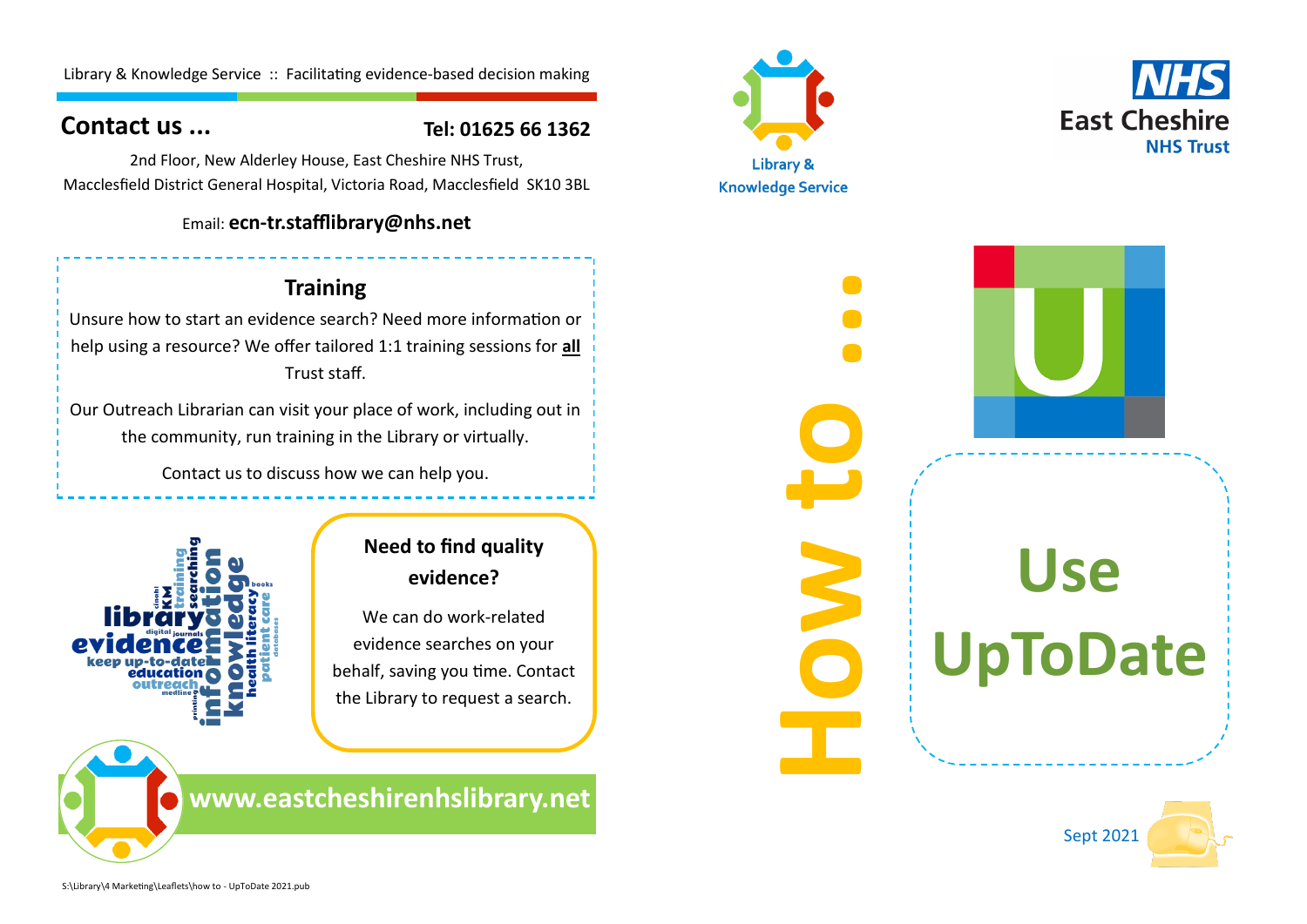Library & Knowledge Service :: Facilitating evidence-based decision making

## Contact us ...

**Tel: 01625 66 1362**

2nd Floor, New Alderley House, East Cheshire NHS Trust,
Macclesfield District General Hospital, Victoria Road, Macclesfield SK10 3BL

Email: **ecn-tr.stafflibrary@nhs.net**

### Training

Unsure how to start an evidence search? Need more information or help using a resource? We offer tailored 1:1 training sessions for **all** Trust staff.

Our Outreach Librarian can visit your place of work, including out in the community, run training in the Library or virtually.

Contact us to discuss how we can help you.

### Need to find quality evidence?

We can do work-related evidence searches on your behalf, saving you time. Contact the Library to request a search.

**www.eastcheshirenhslibrary.net**

S:\Library\4 Marketing\Leaflets\how to - UpToDate 2021.pub

Library & Knowledge Service

NHS East Cheshire NHS Trust

# How to ...

# Use UpToDate

Sept 2021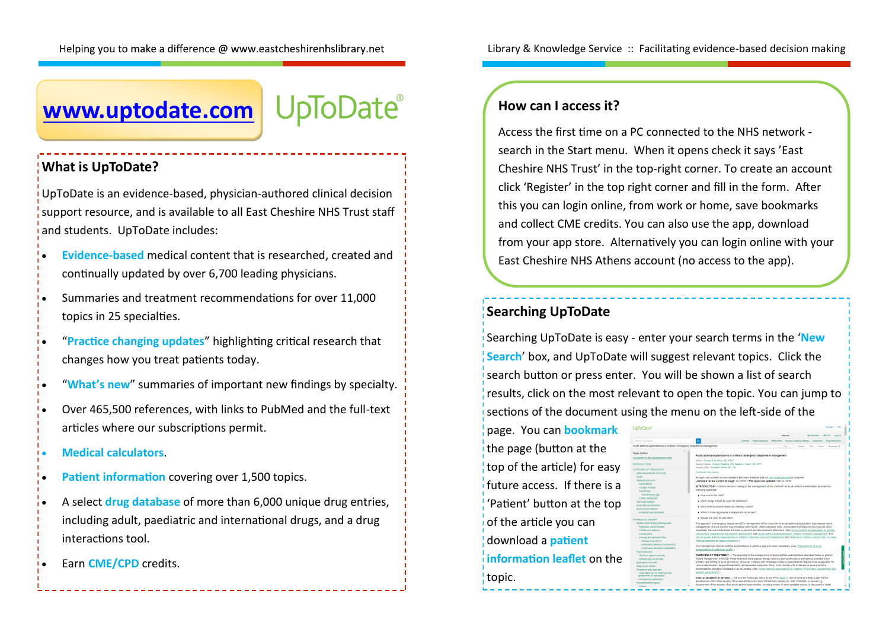[www.uptodate.com](www.uptodate.com)

UpToDate®

## What is UpToDate?

UpToDate is an evidence-based, physician-authored clinical decision support resource, and is available to all East Cheshire NHS Trust staff and students. UpToDate includes:

- **Evidence-based** medical content that is researched, created and continually updated by over 6,700 leading physicians.
- Summaries and treatment recommendations for over 11,000 topics in 25 specialties.
- "**Practice changing updates**" highlighting critical research that changes how you treat patients today.
- "**What's new**" summaries of important new findings by specialty.
- Over 465,500 references, with links to PubMed and the full-text articles where our subscriptions permit.
- **Medical calculators**.
- **Patient information** covering over 1,500 topics.
- A select **drug database** of more than 6,000 unique drug entries, including adult, paediatric and international drugs, and a drug interactions tool.
- Earn **CME/CPD** credits.

## How can I access it?

Access the first time on a PC connected to the NHS network - search in the Start menu. When it opens check it says 'East Cheshire NHS Trust' in the top-right corner. To create an account click 'Register' in the top right corner and fill in the form. After this you can login online, from work or home, save bookmarks and collect CME credits. You can also use the app, download from your app store. Alternatively you can login online with your East Cheshire NHS Athens account (no access to the app).

## Searching UpToDate

Searching UpToDate is easy - enter your search terms in the '**New Search**' box, and UpToDate will suggest relevant topics. Click the search button or press enter. You will be shown a list of search results, click on the most relevant to open the topic. You can jump to sections of the document using the menu on the left-side of the page. You can **bookmark** the page (button at the top of the article) for easy future access. If there is a 'Patient' button at the top of the article you can download a **patient information leaflet** on the topic.